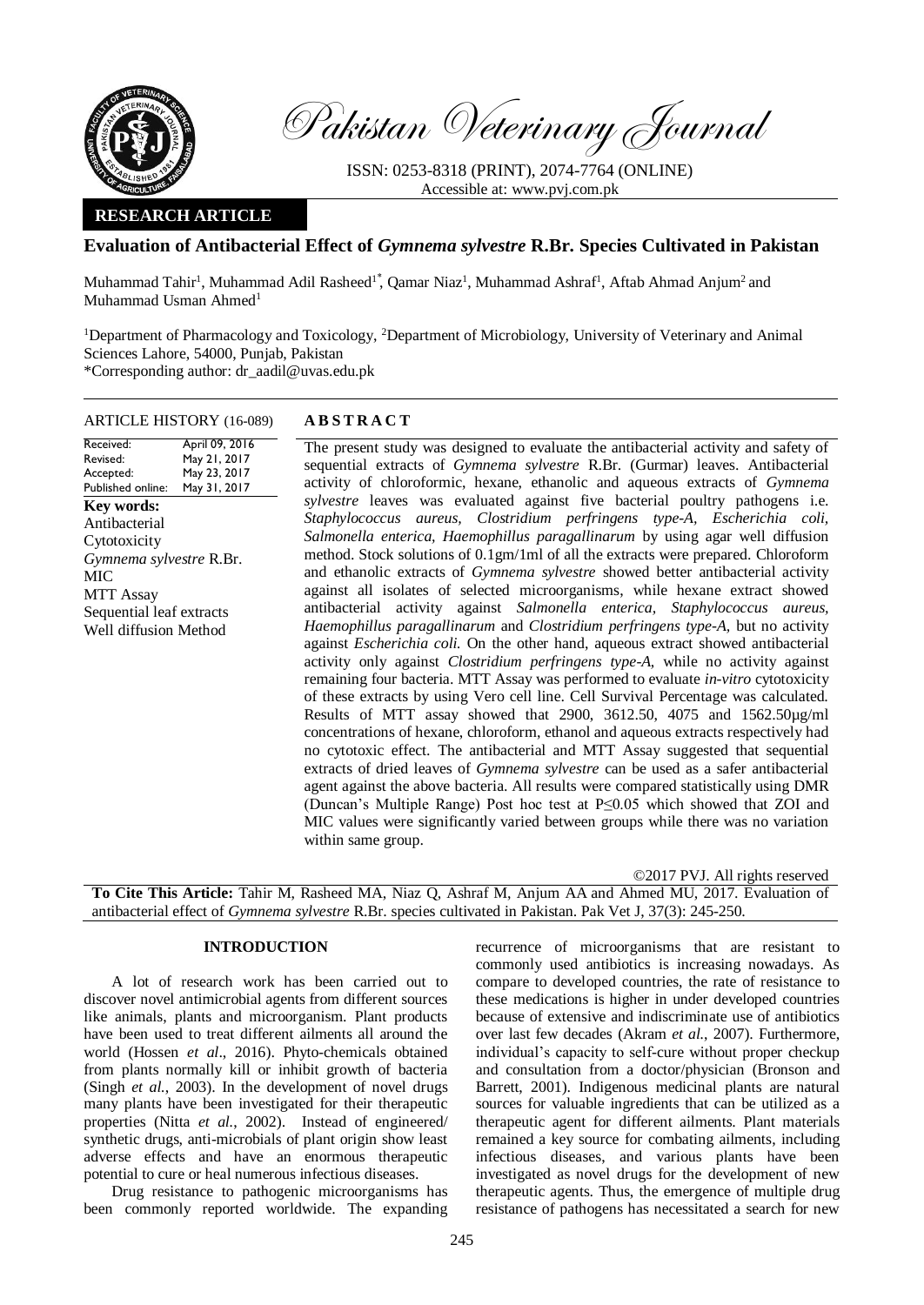Pakistan Veterinary Journal

ISSN: 0253-8318 (PRINT), 2074-7764 (ONLINE)
Accessible at: www.pvj.com.pk

**RESEARCH ARTICLE**

## Evaluation of Antibacterial Effect of *Gymnema sylvestre* R.Br. Species Cultivated in Pakistan

Muhammad Tahir[1], Muhammad Adil Rasheed[1*], Qamar Niaz[1], Muhammad Ashraf[1], Aftab Ahmad Anjum[2] and Muhammad Usman Ahmed[1]

[1]Department of Pharmacology and Toxicology, [2]Department of Microbiology, University of Veterinary and Animal Sciences Lahore, 54000, Punjab, Pakistan
*Corresponding author: dr_aadil@uvas.edu.pk

**ARTICLE HISTORY** (16-089)

| | |
|---|---|
| Received: | April 09, 2016 |
| Revised: | May 21, 2017 |
| Accepted: | May 23, 2017 |
| Published online: | May 31, 2017 |

**Key words:**
Antibacterial
Cytotoxicity
*Gymnema sylvestre* R.Br.
MIC
MTT Assay
Sequential leaf extracts
Well diffusion Method

**ABSTRACT**

The present study was designed to evaluate the antibacterial activity and safety of sequential extracts of *Gymnema sylvestre* R.Br. (Gurmar) leaves. Antibacterial activity of chloroformic, hexane, ethanolic and aqueous extracts of *Gymnema sylvestre* leaves was evaluated against five bacterial poultry pathogens i.e. *Staphylococcus aureus, Clostridium perfringens type-A, Escherichia coli, Salmonella enterica, Haemophillus paragallinarum* by using agar well diffusion method. Stock solutions of 0.1gm/1ml of all the extracts were prepared. Chloroform and ethanolic extracts of *Gymnema sylvestre* showed better antibacterial activity against all isolates of selected microorganisms, while hexane extract showed antibacterial activity against *Salmonella enterica, Staphylococcus aureus, Haemophillus paragallinarum* and *Clostridium perfringens type-A,* but no activity against *Escherichia coli.* On the other hand, aqueous extract showed antibacterial activity only against *Clostridium perfringens type-A,* while no activity against remaining four bacteria. MTT Assay was performed to evaluate *in-vitro* cytotoxicity of these extracts by using Vero cell line. Cell Survival Percentage was calculated. Results of MTT assay showed that 2900, 3612.50, 4075 and 1562.50µg/ml concentrations of hexane, chloroform, ethanol and aqueous extracts respectively had no cytotoxic effect. The antibacterial and MTT Assay suggested that sequential extracts of dried leaves of *Gymnema sylvestre* can be used as a safer antibacterial agent against the above bacteria. All results were compared statistically using DMR (Duncan's Multiple Range) Post hoc test at $P \leq 0.05$ which showed that ZOI and MIC values were significantly varied between groups while there was no variation within same group.

©2017 PVJ. All rights reserved

**To Cite This Article:** Tahir M, Rasheed MA, Niaz Q, Ashraf M, Anjum AA and Ahmed MU, 2017. Evaluation of antibacterial effect of *Gymnema sylvestre* R.Br. species cultivated in Pakistan. Pak Vet J, 37(3): 245-250.

### INTRODUCTION

A lot of research work has been carried out to discover novel antimicrobial agents from different sources like animals, plants and microorganism. Plant products have been used to treat different ailments all around the world (Hossen *et al*., 2016). Phyto-chemicals obtained from plants normally kill or inhibit growth of bacteria (Singh *et al.*, 2003). In the development of novel drugs many plants have been investigated for their therapeutic properties (Nitta *et al.*, 2002). Instead of engineered/ synthetic drugs, anti-microbials of plant origin show least adverse effects and have an enormous therapeutic potential to cure or heal numerous infectious diseases.

Drug resistance to pathogenic microorganisms has been commonly reported worldwide. The expanding recurrence of microorganisms that are resistant to commonly used antibiotics is increasing nowadays. As compare to developed countries, the rate of resistance to these medications is higher in under developed countries because of extensive and indiscriminate use of antibiotics over last few decades (Akram *et al.*, 2007). Furthermore, individual's capacity to self-cure without proper checkup and consultation from a doctor/physician (Bronson and Barrett, 2001). Indigenous medicinal plants are natural sources for valuable ingredients that can be utilized as a therapeutic agent for different ailments. Plant materials remained a key source for combating ailments, including infectious diseases, and various plants have been investigated as novel drugs for the development of new therapeutic agents. Thus, the emergence of multiple drug resistance of pathogens has necessitated a search for new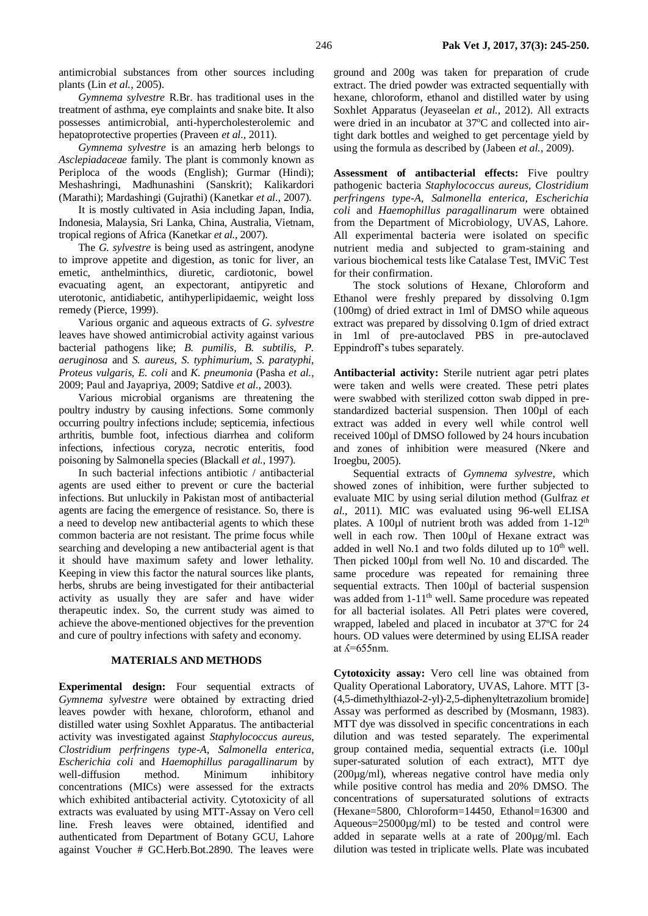antimicrobial substances from other sources including plants (Lin *et al.*, 2005).

*Gymnema sylvestre* R.Br. has traditional uses in the treatment of asthma, eye complaints and snake bite. It also possesses antimicrobial, anti-hypercholesterolemic and hepatoprotective properties (Praveen *et al.*, 2011).

*Gymnema sylvestre* is an amazing herb belongs to *Asclepiadaceae* family. The plant is commonly known as Periploca of the woods (English); Gurmar (Hindi); Meshashringi, Madhunashini (Sanskrit); Kalikardori (Marathi); Mardashingi (Gujrathi) (Kanetkar *et al.*, 2007).

It is mostly cultivated in Asia including Japan, India, Indonesia, Malaysia, Sri Lanka, China, Australia, Vietnam, tropical regions of Africa (Kanetkar *et al.*, 2007).

The *G. sylvestre* is being used as astringent, anodyne to improve appetite and digestion, as tonic for liver, an emetic, anthelminthics, diuretic, cardiotonic, bowel evacuating agent, an expectorant, antipyretic and uterotonic, antidiabetic, antihyperlipidaemic, weight loss remedy (Pierce, 1999).

Various organic and aqueous extracts of *G. sylvestre* leaves have showed antimicrobial activity against various bacterial pathogens like; *B. pumilis*, *B. subtilis*, *P. aeruginosa* and *S. aureus, S. typhimurium, S. paratyphi, Proteus vulgaris, E. coli* and *K. pneumonia* (Pasha *et al.*, 2009; Paul and Jayapriya, 2009; Satdive *et al.*, 2003).

Various microbial organisms are threatening the poultry industry by causing infections. Some commonly occurring poultry infections include; septicemia, infectious arthritis, bumble foot, infectious diarrhea and coliform infections, infectious coryza, necrotic enteritis, food poisoning by Salmonella species (Blackall *et al.*, 1997).

In such bacterial infections antibiotic / antibacterial agents are used either to prevent or cure the bacterial infections. But unluckily in Pakistan most of antibacterial agents are facing the emergence of resistance. So, there is a need to develop new antibacterial agents to which these common bacteria are not resistant. The prime focus while searching and developing a new antibacterial agent is that it should have maximum safety and lower lethality. Keeping in view this factor the natural sources like plants, herbs, shrubs are being investigated for their antibacterial activity as usually they are safer and have wider therapeutic index. So, the current study was aimed to achieve the above-mentioned objectives for the prevention and cure of poultry infections with safety and economy.

## MATERIALS AND METHODS

**Experimental design:** Four sequential extracts of *Gymnema sylvestre* were obtained by extracting dried leaves powder with hexane, chloroform, ethanol and distilled water using Soxhlet Apparatus. The antibacterial activity was investigated against *Staphylococcus aureus, Clostridium perfringens type-A, Salmonella enterica, Escherichia coli* and *Haemophillus paragallinarum* by well-diffusion method. Minimum inhibitory concentrations (MICs) were assessed for the extracts which exhibited antibacterial activity. Cytotoxicity of all extracts was evaluated by using MTT-Assay on Vero cell line. Fresh leaves were obtained, identified and authenticated from Department of Botany GCU, Lahore against Voucher # GC.Herb.Bot.2890. The leaves were ground and 200g was taken for preparation of crude extract. The dried powder was extracted sequentially with hexane, chloroform, ethanol and distilled water by using Soxhlet Apparatus (Jeyaseelan *et al.*, 2012). All extracts were dried in an incubator at 37ºC and collected into air-tight dark bottles and weighed to get percentage yield by using the formula as described by (Jabeen *et al.*, 2009).

**Assessment of antibacterial effects:** Five poultry pathogenic bacteria *Staphylococcus aureus, Clostridium perfringens type-A, Salmonella enterica, Escherichia coli* and *Haemophillus paragallinarum* were obtained from the Department of Microbiology, UVAS, Lahore. All experimental bacteria were isolated on specific nutrient media and subjected to gram-staining and various biochemical tests like Catalase Test, IMViC Test for their confirmation.

The stock solutions of Hexane, Chloroform and Ethanol were freshly prepared by dissolving 0.1gm (100mg) of dried extract in 1ml of DMSO while aqueous extract was prepared by dissolving 0.1gm of dried extract in 1ml of pre-autoclaved PBS in pre-autoclaved Eppindroff's tubes separately.

**Antibacterial activity:** Sterile nutrient agar petri plates were taken and wells were created. These petri plates were swabbed with sterilized cotton swab dipped in pre-standardized bacterial suspension. Then 100µl of each extract was added in every well while control well received 100µl of DMSO followed by 24 hours incubation and zones of inhibition were measured (Nkere and Iroegbu, 2005).

Sequential extracts of *Gymnema sylvestre,* which showed zones of inhibition, were further subjected to evaluate MIC by using serial dilution method (Gulfraz *et al.*, 2011). MIC was evaluated using 96-well ELISA plates. A 100µl of nutrient broth was added from 1-12$^{th}$ well in each row. Then 100µl of Hexane extract was added in well No.1 and two folds diluted up to 10$^{th}$ well. Then picked 100µl from well No. 10 and discarded. The same procedure was repeated for remaining three sequential extracts. Then 100µl of bacterial suspension was added from 1-11$^{th}$ well. Same procedure was repeated for all bacterial isolates. All Petri plates were covered, wrapped, labeled and placed in incubator at 37ºC for 24 hours. OD values were determined by using ELISA reader at ʎ=655nm.

**Cytotoxicity assay:** Vero cell line was obtained from Quality Operational Laboratory, UVAS, Lahore. MTT [3-(4,5-dimethylthiazol-2-yl)-2,5-diphenyltetrazolium bromide] Assay was performed as described by (Mosmann, 1983). MTT dye was dissolved in specific concentrations in each dilution and was tested separately. The experimental group contained media, sequential extracts (i.e. 100µl super-saturated solution of each extract), MTT dye (200µg/ml), whereas negative control have media only while positive control has media and 20% DMSO. The concentrations of supersaturated solutions of extracts (Hexane=5800, Chloroform=14450, Ethanol=16300 and Aqueous=25000µg/ml) to be tested and control were added in separate wells at a rate of 200µg/ml. Each dilution was tested in triplicate wells. Plate was incubated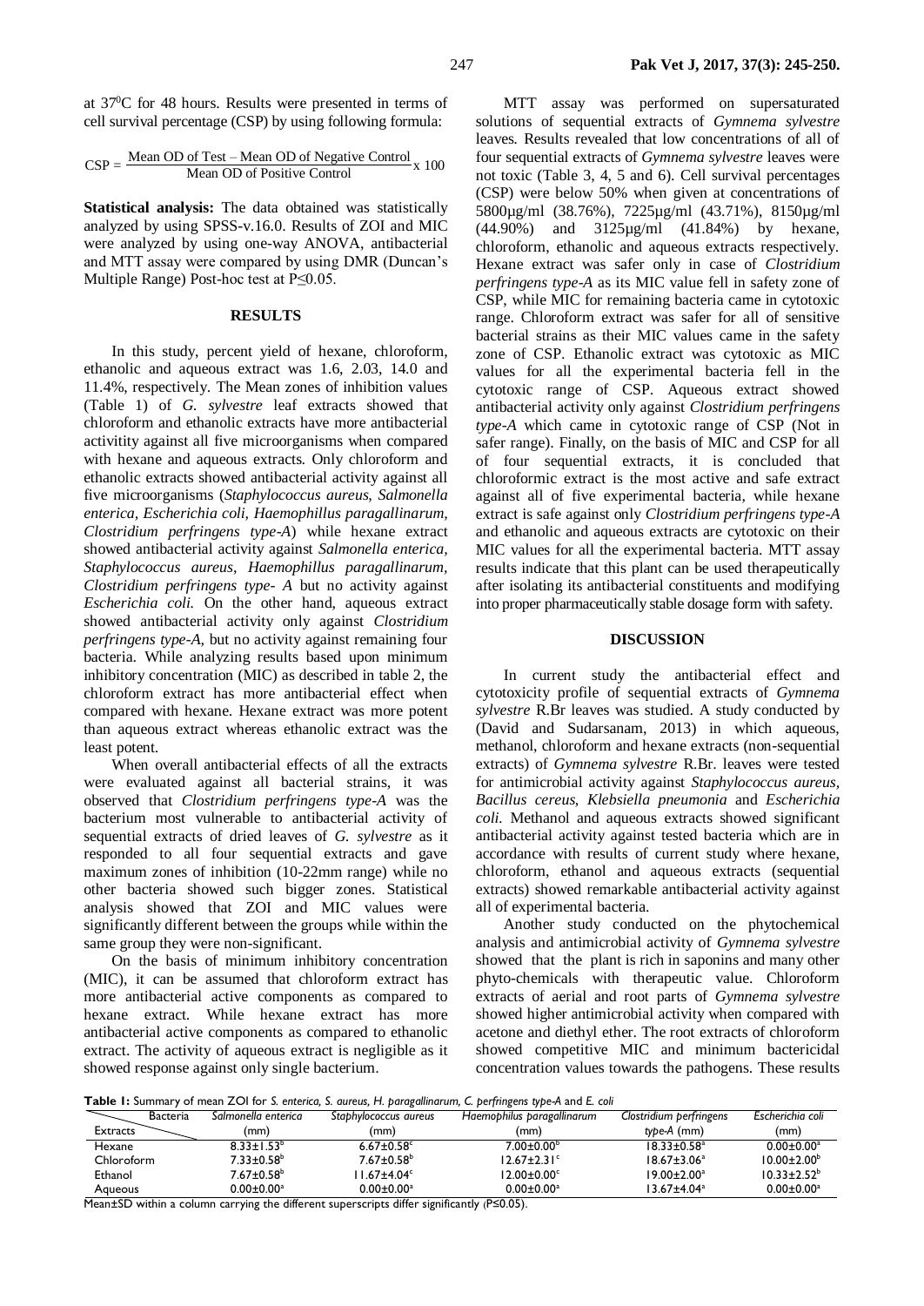at 37°C for 48 hours. Results were presented in terms of cell survival percentage (CSP) by using following formula:

$$CSP = \frac{\text{Mean OD of Test} - \text{Mean OD of Negative Control}}{\text{Mean OD of Positive Control}} \times 100$$

**Statistical analysis:** The data obtained was statistically analyzed by using SPSS-v.16.0. Results of ZOI and MIC were analyzed by using one-way ANOVA, antibacterial and MTT assay were compared by using DMR (Duncan's Multiple Range) Post-hoc test at $P \leq 0.05$.

## RESULTS

In this study, percent yield of hexane, chloroform, ethanolic and aqueous extract was 1.6, 2.03, 14.0 and 11.4%, respectively. The Mean zones of inhibition values (Table 1) of *G. sylvestre* leaf extracts showed that chloroform and ethanolic extracts have more antibacterial activity against all five microorganisms when compared with hexane and aqueous extracts. Only chloroform and ethanolic extracts showed antibacterial activity against all five microorganisms (*Staphylococcus aureus, Salmonella enterica, Escherichia coli, Haemophillus paragallinarum, Clostridium perfringens type-A*) while hexane extract showed antibacterial activity against *Salmonella enterica, Staphylococcus aureus, Haemophillus paragallinarum, Clostridium perfringens type- A* but no activity against *Escherichia coli.* On the other hand, aqueous extract showed antibacterial activity only against *Clostridium perfringens type-A,* but no activity against remaining four bacteria. While analyzing results based upon minimum inhibitory concentration (MIC) as described in table 2, the chloroform extract has more antibacterial effect when compared with hexane. Hexane extract was more potent than aqueous extract whereas ethanolic extract was the least potent.

When overall antibacterial effects of all the extracts were evaluated against all bacterial strains, it was observed that *Clostridium perfringens type-A* was the bacterium most vulnerable to antibacterial activity of sequential extracts of dried leaves of *G. sylvestre* as it responded to all four sequential extracts and gave maximum zones of inhibition (10-22mm range) while no other bacteria showed such bigger zones. Statistical analysis showed that ZOI and MIC values were significantly different between the groups while within the same group they were non-significant.

On the basis of minimum inhibitory concentration (MIC), it can be assumed that chloroform extract has more antibacterial active components as compared to hexane extract. While hexane extract has more antibacterial active components as compared to ethanolic extract. The activity of aqueous extract is negligible as it showed response against only single bacterium.

MTT assay was performed on supersaturated solutions of sequential extracts of *Gymnema sylvestre* leaves. Results revealed that low concentrations of all of four sequential extracts of *Gymnema sylvestre* leaves were not toxic (Table 3, 4, 5 and 6). Cell survival percentages (CSP) were below 50% when given at concentrations of 5800µg/ml (38.76%), 7225µg/ml (43.71%), 8150µg/ml (44.90%) and 3125µg/ml (41.84%) by hexane, chloroform, ethanolic and aqueous extracts respectively. Hexane extract was safer only in case of *Clostridium perfringens type-A* as its MIC value fell in safety zone of CSP, while MIC for remaining bacteria came in cytotoxic range. Chloroform extract was safer for all of sensitive bacterial strains as their MIC values came in the safety zone of CSP. Ethanolic extract was cytotoxic as MIC values for all the experimental bacteria fell in the cytotoxic range of CSP. Aqueous extract showed antibacterial activity only against *Clostridium perfringens type-A* which came in cytotoxic range of CSP (Not in safer range). Finally, on the basis of MIC and CSP for all of four sequential extracts, it is concluded that chloroformic extract is the most active and safe extract against all of five experimental bacteria, while hexane extract is safe against only *Clostridium perfringens type-A* and ethanolic and aqueous extracts are cytotoxic on their MIC values for all the experimental bacteria. MTT assay results indicate that this plant can be used therapeutically after isolating its antibacterial constituents and modifying into proper pharmaceutically stable dosage form with safety.

## DISCUSSION

In current study the antibacterial effect and cytotoxicity profile of sequential extracts of *Gymnema sylvestre* R.Br leaves was studied. A study conducted by (David and Sudarsanam, 2013) in which aqueous, methanol, chloroform and hexane extracts (non-sequential extracts) of *Gymnema sylvestre* R.Br. leaves were tested for antimicrobial activity against *Staphylococcus aureus, Bacillus cereus, Klebsiella pneumonia* and *Escherichia coli.* Methanol and aqueous extracts showed significant antibacterial activity against tested bacteria which are in accordance with results of current study where hexane, chloroform, ethanol and aqueous extracts (sequential extracts) showed remarkable antibacterial activity against all of experimental bacteria.

Another study conducted on the phytochemical analysis and antimicrobial activity of *Gymnema sylvestre* showed that the plant is rich in saponins and many other phyto-chemicals with therapeutic value. Chloroform extracts of aerial and root parts of *Gymnema sylvestre* showed higher antimicrobial activity when compared with acetone and diethyl ether. The root extracts of chloroform showed competitive MIC and minimum bactericidal concentration values towards the pathogens. These results

**Table 1:** Summary of mean ZOI for *S. enterica, S. aureus, H. paragallinarum, C. perfringens type-A* and *E. coli*

| Extracts \ Bacteria | *Salmonella enterica* (mm) | *Staphylococcus aureus* (mm) | *Haemophilus paragallinarum* (mm) | *Clostridium perfringens type-A* (mm) | *Escherichia coli* (mm) |
|---|---|---|---|---|---|
| Hexane | 8.33±1.53[b] | 6.67±0.58[c] | 7.00±0.00[b] | 18.33±0.58[a] | 0.00±0.00[a] |
| Chloroform | 7.33±0.58[b] | 7.67±0.58[b] | 12.67±2.31[c] | 18.67±3.06[a] | 10.00±2.00[b] |
| Ethanol | 7.67±0.58[b] | 11.67±4.04[c] | 12.00±0.00[c] | 19.00±2.00[a] | 10.33±2.52[b] |
| Aqueous | 0.00±0.00[a] | 0.00±0.00[a] | 0.00±0.00[a] | 13.67±4.04[a] | 0.00±0.00[a] |

Mean±SD within a column carrying the different superscripts differ significantly ($P \leq 0.05$).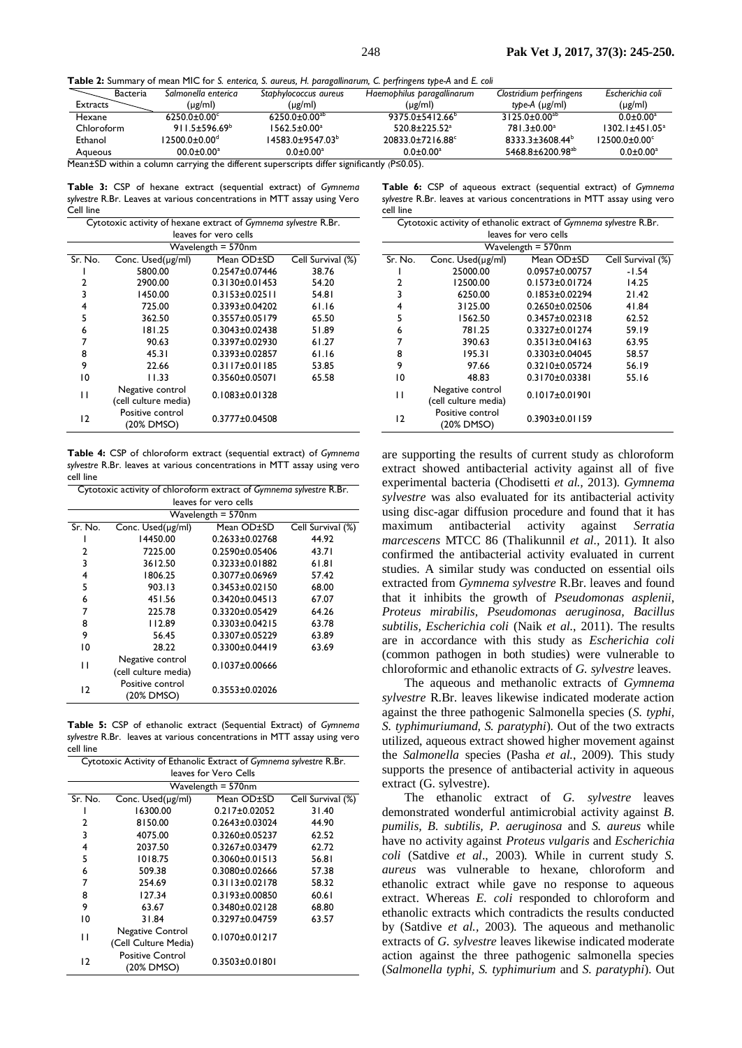**Table 2:** Summary of mean MIC for *S. enterica, S. aureus, H. paragallinarum, C. perfringens type-A* and *E. coli*

| Extracts \ Bacteria | *Salmonella enterica* (µg/ml) | *Staphylococcus aureus* (µg/ml) | *Haemophilus paragallinarum* (µg/ml) | *Clostridium perfringens type-A* (µg/ml) | *Escherichia coli* (µg/ml) |
|---|---|---|---|---|---|
| Hexane | 6250.0±0.00$^{c}$ | 6250.0±0.00$^{ab}$ | 9375.0±5412.66$^{b}$ | 3125.0±0.00$^{ab}$ | 0.0±0.00$^{a}$ |
| Chloroform | 911.5±596.69$^{b}$ | 1562.5±0.00$^{a}$ | 520.8±225.52$^{a}$ | 781.3±0.00$^{a}$ | 1302.1±451.05$^{a}$ |
| Ethanol | 12500.0±0.00$^{d}$ | 14583.0±9547.03$^{b}$ | 20833.0±7216.88$^{c}$ | 8333.3±3608.44$^{b}$ | 12500.0±0.00$^{c}$ |
| Aqueous | 00.0±0.00$^{a}$ | 0.0±0.00$^{a}$ | 0.0±0.00$^{a}$ | 5468.8±6200.98$^{ab}$ | 0.0±0.00$^{a}$ |

Mean±SD within a column carrying the different superscripts differ significantly (P≤0.05).

**Table 3:** CSP of hexane extract (sequential extract) of *Gymnema sylvestre* R.Br. Leaves at various concentrations in MTT assay using Vero Cell line

| Cytotoxic activity of hexane extract of *Gymnema sylvestre* R.Br. leaves for vero cells | | | |
|---|---|---|---|
| Wavelength = 570nm | | | |
| Sr. No. | Conc. Used(µg/ml) | Mean OD±SD | Cell Survival (%) |
| 1 | 5800.00 | 0.2547±0.07446 | 38.76 |
| 2 | 2900.00 | 0.3130±0.01453 | 54.20 |
| 3 | 1450.00 | 0.3153±0.02511 | 54.81 |
| 4 | 725.00 | 0.3393±0.04202 | 61.16 |
| 5 | 362.50 | 0.3557±0.05179 | 65.50 |
| 6 | 181.25 | 0.3043±0.02438 | 51.89 |
| 7 | 90.63 | 0.3397±0.02930 | 61.27 |
| 8 | 45.31 | 0.3393±0.02857 | 61.16 |
| 9 | 22.66 | 0.3117±0.01185 | 53.85 |
| 10 | 11.33 | 0.3560±0.05071 | 65.58 |
| 11 | Negative control (cell culture media) | 0.1083±0.01328 | |
| 12 | Positive control (20% DMSO) | 0.3777±0.04508 | |

**Table 4:** CSP of chloroform extract (sequential extract) of *Gymnema sylvestre* R.Br. leaves at various concentrations in MTT assay using vero cell line

| Cytotoxic activity of chloroform extract of *Gymnema sylvestre* R.Br. leaves for vero cells | | | |
|---|---|---|---|
| Wavelength = 570nm | | | |
| Sr. No. | Conc. Used(µg/ml) | Mean OD±SD | Cell Survival (%) |
| 1 | 14450.00 | 0.2633±0.02768 | 44.92 |
| 2 | 7225.00 | 0.2590±0.05406 | 43.71 |
| 3 | 3612.50 | 0.3233±0.01882 | 61.81 |
| 4 | 1806.25 | 0.3077±0.06969 | 57.42 |
| 5 | 903.13 | 0.3453±0.02150 | 68.00 |
| 6 | 451.56 | 0.3420±0.04513 | 67.07 |
| 7 | 225.78 | 0.3320±0.05429 | 64.26 |
| 8 | 112.89 | 0.3303±0.04215 | 63.78 |
| 9 | 56.45 | 0.3307±0.05229 | 63.89 |
| 10 | 28.22 | 0.3300±0.04419 | 63.69 |
| 11 | Negative control (cell culture media) | 0.1037±0.00666 | |
| 12 | Positive control (20% DMSO) | 0.3553±0.02026 | |

**Table 5:** CSP of ethanolic extract (Sequential Extract) of *Gymnema sylvestre* R.Br. leaves at various concentrations in MTT assay using vero cell line

| Cytotoxic Activity of Ethanolic Extract of *Gymnema sylvestre* R.Br. leaves for Vero Cells | | | |
|---|---|---|---|
| Wavelength = 570nm | | | |
| Sr. No. | Conc. Used(µg/ml) | Mean OD±SD | Cell Survival (%) |
| 1 | 16300.00 | 0.217±0.02052 | 31.40 |
| 2 | 8150.00 | 0.2643±0.03024 | 44.90 |
| 3 | 4075.00 | 0.3260±0.05237 | 62.52 |
| 4 | 2037.50 | 0.3267±0.03479 | 62.72 |
| 5 | 1018.75 | 0.3060±0.01513 | 56.81 |
| 6 | 509.38 | 0.3080±0.02666 | 57.38 |
| 7 | 254.69 | 0.3113±0.02178 | 58.32 |
| 8 | 127.34 | 0.3193±0.00850 | 60.61 |
| 9 | 63.67 | 0.3480±0.02128 | 68.80 |
| 10 | 31.84 | 0.3297±0.04759 | 63.57 |
| 11 | Negative Control (Cell Culture Media) | 0.1070±0.01217 | |
| 12 | Positive Control (20% DMSO) | 0.3503±0.01801 | |

**Table 6:** CSP of aqueous extract (sequential extract) of *Gymnema sylvestre* R.Br. leaves at various concentrations in MTT assay using vero cell line

| Cytotoxic activity of ethanolic extract of *Gymnema sylvestre* R.Br. leaves for vero cells | | | |
|---|---|---|---|
| Wavelength = 570nm | | | |
| Sr. No. | Conc. Used(µg/ml) | Mean OD±SD | Cell Survival (%) |
| 1 | 25000.00 | 0.0957±0.00757 | -1.54 |
| 2 | 12500.00 | 0.1573±0.01724 | 14.25 |
| 3 | 6250.00 | 0.1853±0.02294 | 21.42 |
| 4 | 3125.00 | 0.2650±0.02506 | 41.84 |
| 5 | 1562.50 | 0.3457±0.02318 | 62.52 |
| 6 | 781.25 | 0.3327±0.01274 | 59.19 |
| 7 | 390.63 | 0.3513±0.04163 | 63.95 |
| 8 | 195.31 | 0.3303±0.04045 | 58.57 |
| 9 | 97.66 | 0.3210±0.05724 | 56.19 |
| 10 | 48.83 | 0.3170±0.03381 | 55.16 |
| 11 | Negative control (cell culture media) | 0.1017±0.01901 | |
| 12 | Positive control (20% DMSO) | 0.3903±0.01159 | |

are supporting the results of current study as chloroform extract showed antibacterial activity against all of five experimental bacteria (Chodisetti *et al.,* 2013). *Gymnema sylvestre* was also evaluated for its antibacterial activity using disc-agar diffusion procedure and found that it has maximum antibacterial activity against *Serratia marcescens* MTCC 86 (Thalikunnil *et al.*, 2011). It also confirmed the antibacterial activity evaluated in current studies. A similar study was conducted on essential oils extracted from *Gymnema sylvestre* R.Br. leaves and found that it inhibits the growth of *Pseudomonas asplenii, Proteus mirabilis, Pseudomonas aeruginosa, Bacillus subtilis, Escherichia coli* (Naik *et al.*, 2011). The results are in accordance with this study as *Escherichia coli* (common pathogen in both studies) were vulnerable to chloroformic and ethanolic extracts of *G. sylvestre* leaves.

The aqueous and methanolic extracts of *Gymnema sylvestre* R.Br. leaves likewise indicated moderate action against the three pathogenic Salmonella species (*S. typhi, S. typhimuriumand, S. paratyphi*). Out of the two extracts utilized, aqueous extract showed higher movement against the *Salmonella* species (Pasha *et al.*, 2009). This study supports the presence of antibacterial activity in aqueous extract (G. sylvestre).

The ethanolic extract of *G. sylvestre* leaves demonstrated wonderful antimicrobial activity against *B. pumilis, B. subtilis, P. aeruginosa* and *S. aureus* while have no activity against *Proteus vulgaris* and *Escherichia coli* (Satdive *et al*., 2003). While in current study *S. aureus* was vulnerable to hexane, chloroform and ethanolic extract while gave no response to aqueous extract. Whereas *E. coli* responded to chloroform and ethanolic extracts which contradicts the results conducted by (Satdive *et al.*, 2003). The aqueous and methanolic extracts of *G. sylvestre* leaves likewise indicated moderate action against the three pathogenic salmonella species (*Salmonella typhi, S. typhimurium* and *S. paratyphi*). Out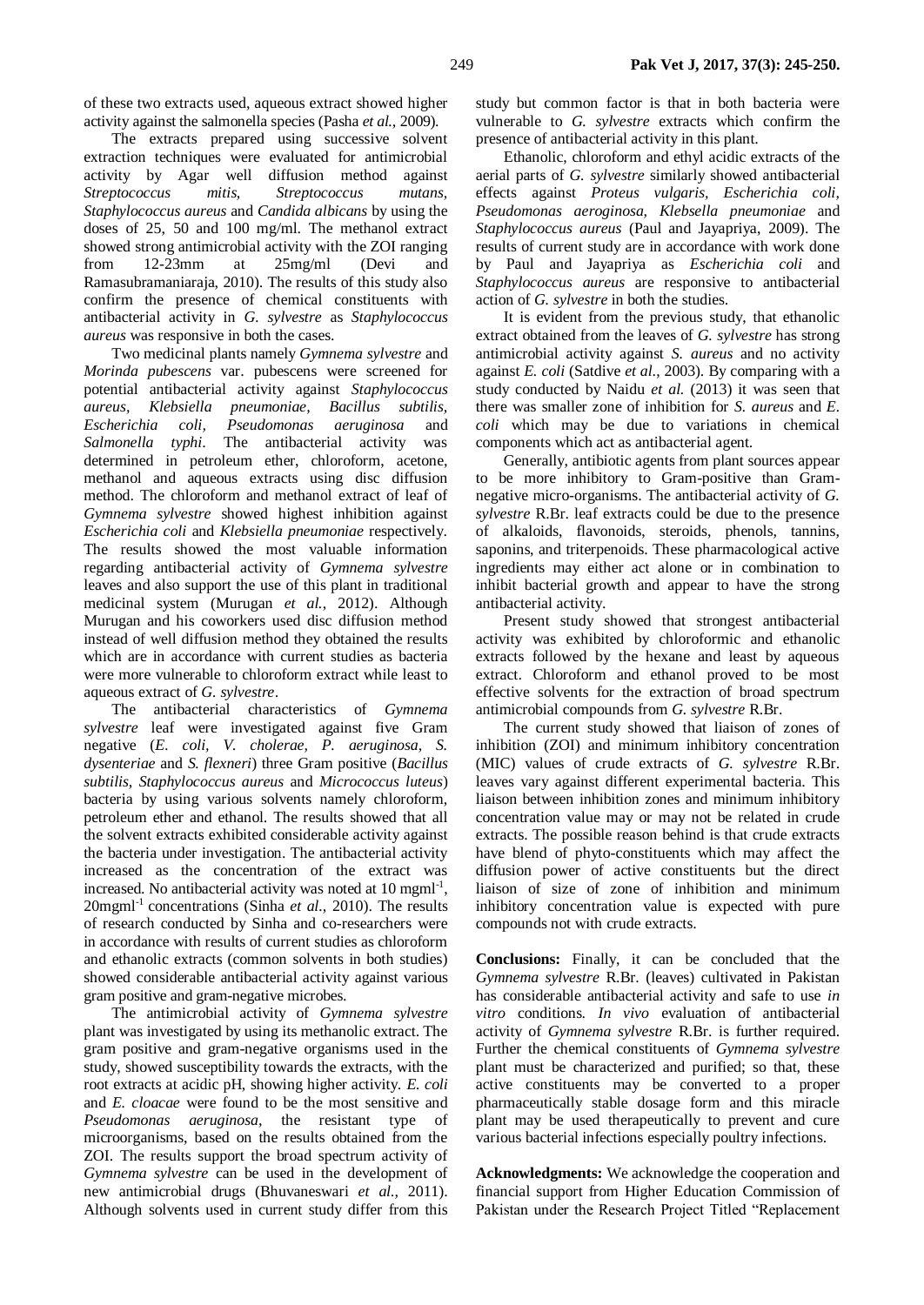of these two extracts used, aqueous extract showed higher activity against the salmonella species (Pasha *et al.,* 2009).

The extracts prepared using successive solvent extraction techniques were evaluated for antimicrobial activity by Agar well diffusion method against *Streptococcus mitis, Streptococcus mutans, Staphylococcus aureus* and *Candida albicans* by using the doses of 25, 50 and 100 mg/ml. The methanol extract showed strong antimicrobial activity with the ZOI ranging from 12-23mm at 25mg/ml (Devi and Ramasubramaniaraja, 2010). The results of this study also confirm the presence of chemical constituents with antibacterial activity in *G. sylvestre* as *Staphylococcus aureus* was responsive in both the cases.

Two medicinal plants namely *Gymnema sylvestre* and *Morinda pubescens* var. pubescens were screened for potential antibacterial activity against *Staphylococcus aureus, Klebsiella pneumoniae, Bacillus subtilis, Escherichia coli, Pseudomonas aeruginosa* and *Salmonella typhi*. The antibacterial activity was determined in petroleum ether, chloroform, acetone, methanol and aqueous extracts using disc diffusion method. The chloroform and methanol extract of leaf of *Gymnema sylvestre* showed highest inhibition against *Escherichia coli* and *Klebsiella pneumoniae* respectively. The results showed the most valuable information regarding antibacterial activity of *Gymnema sylvestre* leaves and also support the use of this plant in traditional medicinal system (Murugan *et al.*, 2012). Although Murugan and his coworkers used disc diffusion method instead of well diffusion method they obtained the results which are in accordance with current studies as bacteria were more vulnerable to chloroform extract while least to aqueous extract of *G. sylvestre*.

The antibacterial characteristics of *Gymnema sylvestre* leaf were investigated against five Gram negative (*E. coli, V. cholerae, P. aeruginosa, S. dysenteriae* and *S. flexneri*) three Gram positive (*Bacillus subtilis, Staphylococcus aureus* and *Micrococcus luteus*) bacteria by using various solvents namely chloroform, petroleum ether and ethanol. The results showed that all the solvent extracts exhibited considerable activity against the bacteria under investigation. The antibacterial activity increased as the concentration of the extract was increased. No antibacterial activity was noted at 10 $mgml^{-1}$, 20$mgml^{-1}$ concentrations (Sinha *et al.*, 2010). The results of research conducted by Sinha and co-researchers were in accordance with results of current studies as chloroform and ethanolic extracts (common solvents in both studies) showed considerable antibacterial activity against various gram positive and gram-negative microbes.

The antimicrobial activity of *Gymnema sylvestre* plant was investigated by using its methanolic extract. The gram positive and gram-negative organisms used in the study, showed susceptibility towards the extracts, with the root extracts at acidic pH, showing higher activity. *E. coli* and *E. cloacae* were found to be the most sensitive and *Pseudomonas aeruginosa*, the resistant type of microorganisms, based on the results obtained from the ZOI. The results support the broad spectrum activity of *Gymnema sylvestre* can be used in the development of new antimicrobial drugs (Bhuvaneswari *et al.,* 2011). Although solvents used in current study differ from this study but common factor is that in both bacteria were vulnerable to *G. sylvestre* extracts which confirm the presence of antibacterial activity in this plant.

Ethanolic, chloroform and ethyl acidic extracts of the aerial parts of *G. sylvestre* similarly showed antibacterial effects against *Proteus vulgaris, Escherichia coli, Pseudomonas aeroginosa, Klebsella pneumoniae* and *Staphylococcus aureus* (Paul and Jayapriya, 2009). The results of current study are in accordance with work done by Paul and Jayapriya as *Escherichia coli* and *Staphylococcus aureus* are responsive to antibacterial action of *G. sylvestre* in both the studies.

It is evident from the previous study, that ethanolic extract obtained from the leaves of *G. sylvestre* has strong antimicrobial activity against *S. aureus* and no activity against *E. coli* (Satdive *et al*., 2003). By comparing with a study conducted by Naidu *et al.* (2013) it was seen that there was smaller zone of inhibition for *S. aureus* and *E. coli* which may be due to variations in chemical components which act as antibacterial agent.

Generally, antibiotic agents from plant sources appear to be more inhibitory to Gram-positive than Gram-negative micro-organisms. The antibacterial activity of *G. sylvestre* R.Br. leaf extracts could be due to the presence of alkaloids, flavonoids, steroids, phenols, tannins, saponins, and triterpenoids. These pharmacological active ingredients may either act alone or in combination to inhibit bacterial growth and appear to have the strong antibacterial activity.

Present study showed that strongest antibacterial activity was exhibited by chloroformic and ethanolic extracts followed by the hexane and least by aqueous extract. Chloroform and ethanol proved to be most effective solvents for the extraction of broad spectrum antimicrobial compounds from *G. sylvestre* R.Br.

The current study showed that liaison of zones of inhibition (ZOI) and minimum inhibitory concentration (MIC) values of crude extracts of *G. sylvestre* R.Br. leaves vary against different experimental bacteria. This liaison between inhibition zones and minimum inhibitory concentration value may or may not be related in crude extracts. The possible reason behind is that crude extracts have blend of phyto-constituents which may affect the diffusion power of active constituents but the direct liaison of size of zone of inhibition and minimum inhibitory concentration value is expected with pure compounds not with crude extracts.

**Conclusions:** Finally, it can be concluded that the *Gymnema sylvestre* R.Br. (leaves) cultivated in Pakistan has considerable antibacterial activity and safe to use *in vitro* conditions. *In vivo* evaluation of antibacterial activity of *Gymnema sylvestre* R.Br. is further required. Further the chemical constituents of *Gymnema sylvestre* plant must be characterized and purified; so that, these active constituents may be converted to a proper pharmaceutically stable dosage form and this miracle plant may be used therapeutically to prevent and cure various bacterial infections especially poultry infections.

**Acknowledgments:** We acknowledge the cooperation and financial support from Higher Education Commission of Pakistan under the Research Project Titled "Replacement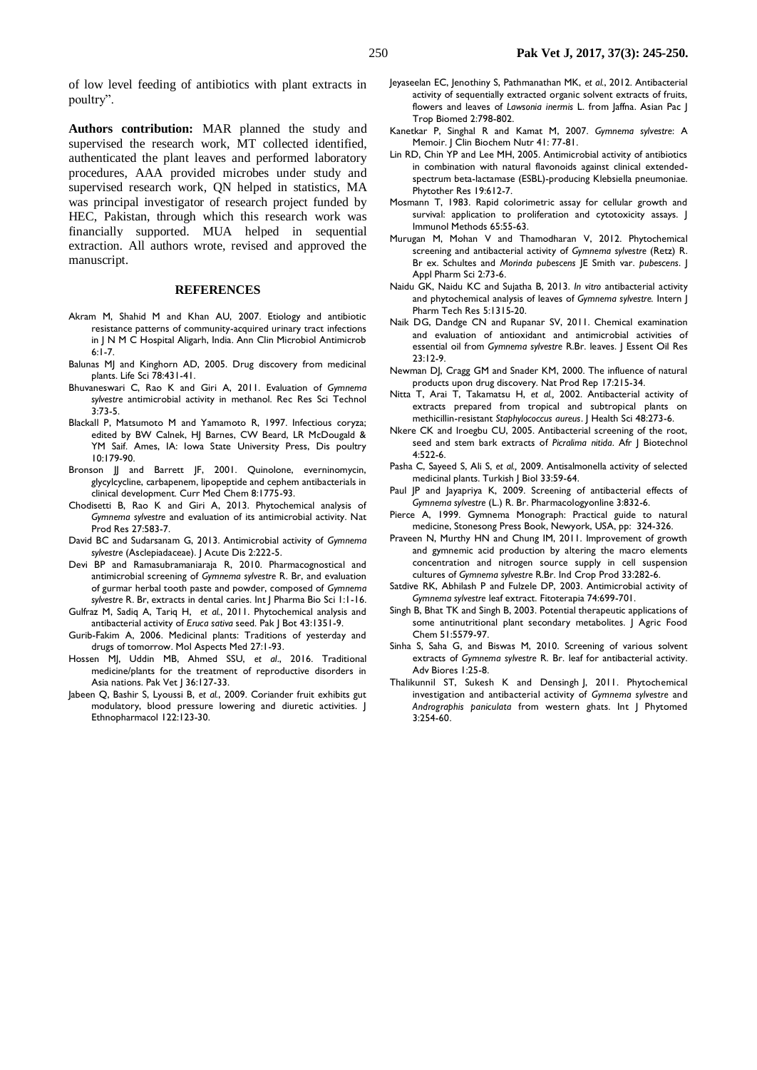of low level feeding of antibiotics with plant extracts in poultry".

**Authors contribution:** MAR planned the study and supervised the research work, MT collected identified, authenticated the plant leaves and performed laboratory procedures, AAA provided microbes under study and supervised research work, QN helped in statistics, MA was principal investigator of research project funded by HEC, Pakistan, through which this research work was financially supported. MUA helped in sequential extraction. All authors wrote, revised and approved the manuscript.

## REFERENCES

Akram M, Shahid M and Khan AU, 2007. Etiology and antibiotic resistance patterns of community-acquired urinary tract infections in J N M C Hospital Aligarh, India. Ann Clin Microbiol Antimicrob 6:1-7.

Balunas MJ and Kinghorn AD, 2005. Drug discovery from medicinal plants. Life Sci 78:431-41.

Bhuvaneswari C, Rao K and Giri A, 2011. Evaluation of *Gymnema sylvestre* antimicrobial activity in methanol. Rec Res Sci Technol 3:73-5.

Blackall P, Matsumoto M and Yamamoto R, 1997. Infectious coryza; edited by BW Calnek, HJ Barnes, CW Beard, LR McDougald & YM Saif. Ames, IA: Iowa State University Press, Dis poultry 10:179-90.

Bronson JJ and Barrett JF, 2001. Quinolone, everninomycin, glycylcycline, carbapenem, lipopeptide and cephem antibacterials in clinical development. Curr Med Chem 8:1775-93.

Chodisetti B, Rao K and Giri A, 2013. Phytochemical analysis of *Gymnema sylvestre* and evaluation of its antimicrobial activity. Nat Prod Res 27:583-7.

David BC and Sudarsanam G, 2013. Antimicrobial activity of *Gymnema sylvestre* (Asclepiadaceae). J Acute Dis 2:222-5.

Devi BP and Ramasubramaniaraja R, 2010. Pharmacognostical and antimicrobial screening of *Gymnema sylvestre* R. Br, and evaluation of gurmar herbal tooth paste and powder, composed of *Gymnema sylvestre* R. Br, extracts in dental caries. Int J Pharma Bio Sci 1:1-16.

Gulfraz M, Sadiq A, Tariq H, *et al.*, 2011. Phytochemical analysis and antibacterial activity of *Eruca sativa* seed. Pak J Bot 43:1351-9.

Gurib-Fakim A, 2006. Medicinal plants: Traditions of yesterday and drugs of tomorrow. Mol Aspects Med 27:1-93.

Hossen MJ, Uddin MB, Ahmed SSU, *et al*., 2016. Traditional medicine/plants for the treatment of reproductive disorders in Asia nations. Pak Vet J 36:127-33.

Jabeen Q, Bashir S, Lyoussi B, *et al.*, 2009. Coriander fruit exhibits gut modulatory, blood pressure lowering and diuretic activities. J Ethnopharmacol 122:123-30.

Jeyaseelan EC, Jenothiny S, Pathmanathan MK, *et al*., 2012. Antibacterial activity of sequentially extracted organic solvent extracts of fruits, flowers and leaves of *Lawsonia inermis* L. from Jaffna. Asian Pac J Trop Biomed 2:798-802.

Kanetkar P, Singhal R and Kamat M, 2007. *Gymnema sylvestre*: A Memoir. J Clin Biochem Nutr 41: 77-81.

Lin RD, Chin YP and Lee MH, 2005. Antimicrobial activity of antibiotics in combination with natural flavonoids against clinical extended-spectrum beta-lactamase (ESBL)-producing Klebsiella pneumoniae. Phytother Res 19:612-7.

Mosmann T, 1983. Rapid colorimetric assay for cellular growth and survival: application to proliferation and cytotoxicity assays. J Immunol Methods 65:55-63.

Murugan M, Mohan V and Thamodharan V, 2012. Phytochemical screening and antibacterial activity of *Gymnema sylvestre* (Retz) R. Br ex. Schultes and *Morinda pubescens* JE Smith var. *pubescens*. J Appl Pharm Sci 2:73-6.

Naidu GK, Naidu KC and Sujatha B, 2013. *In vitro* antibacterial activity and phytochemical analysis of leaves of *Gymnema sylvestre.* Intern J Pharm Tech Res 5:1315-20.

Naik DG, Dandge CN and Rupanar SV, 2011. Chemical examination and evaluation of antioxidant and antimicrobial activities of essential oil from *Gymnema sylvestre* R.Br. leaves. J Essent Oil Res 23:12-9.

Newman DJ, Cragg GM and Snader KM, 2000. The influence of natural products upon drug discovery. Nat Prod Rep 17:215-34.

Nitta T, Arai T, Takamatsu H, *et al.,* 2002. Antibacterial activity of extracts prepared from tropical and subtropical plants on methicillin-resistant *Staphylococcus aureus*. J Health Sci 48:273-6.

Nkere CK and Iroegbu CU, 2005. Antibacterial screening of the root, seed and stem bark extracts of *Picralima nitida*. Afr J Biotechnol 4:522-6.

Pasha C, Sayeed S, Ali S, *et al.,* 2009. Antisalmonella activity of selected medicinal plants. Turkish J Biol 33:59-64.

Paul JP and Jayapriya K, 2009. Screening of antibacterial effects of *Gymnema sylvestre* (L.) R. Br. Pharmacologyonline 3:832-6.

Pierce A, 1999. Gymnema Monograph: Practical guide to natural medicine, Stonesong Press Book, Newyork, USA, pp: 324-326.

Praveen N, Murthy HN and Chung IM, 2011. Improvement of growth and gymnemic acid production by altering the macro elements concentration and nitrogen source supply in cell suspension cultures of *Gymnema sylvestre* R.Br. Ind Crop Prod 33:282-6.

Satdive RK, Abhilash P and Fulzele DP, 2003. Antimicrobial activity of *Gymnema sylvestre* leaf extract. Fitoterapia 74:699-701.

Singh B, Bhat TK and Singh B, 2003. Potential therapeutic applications of some antinutritional plant secondary metabolites. J Agric Food Chem 51:5579-97.

Sinha S, Saha G, and Biswas M, 2010. Screening of various solvent extracts of *Gymnema sylvestre* R. Br. leaf for antibacterial activity. Adv Biores 1:25-8.

Thalikunnil ST, Sukesh K and Densingh J, 2011. Phytochemical investigation and antibacterial activity of *Gymnema sylvestre* and *Andrographis paniculata* from western ghats. Int J Phytomed 3:254-60.